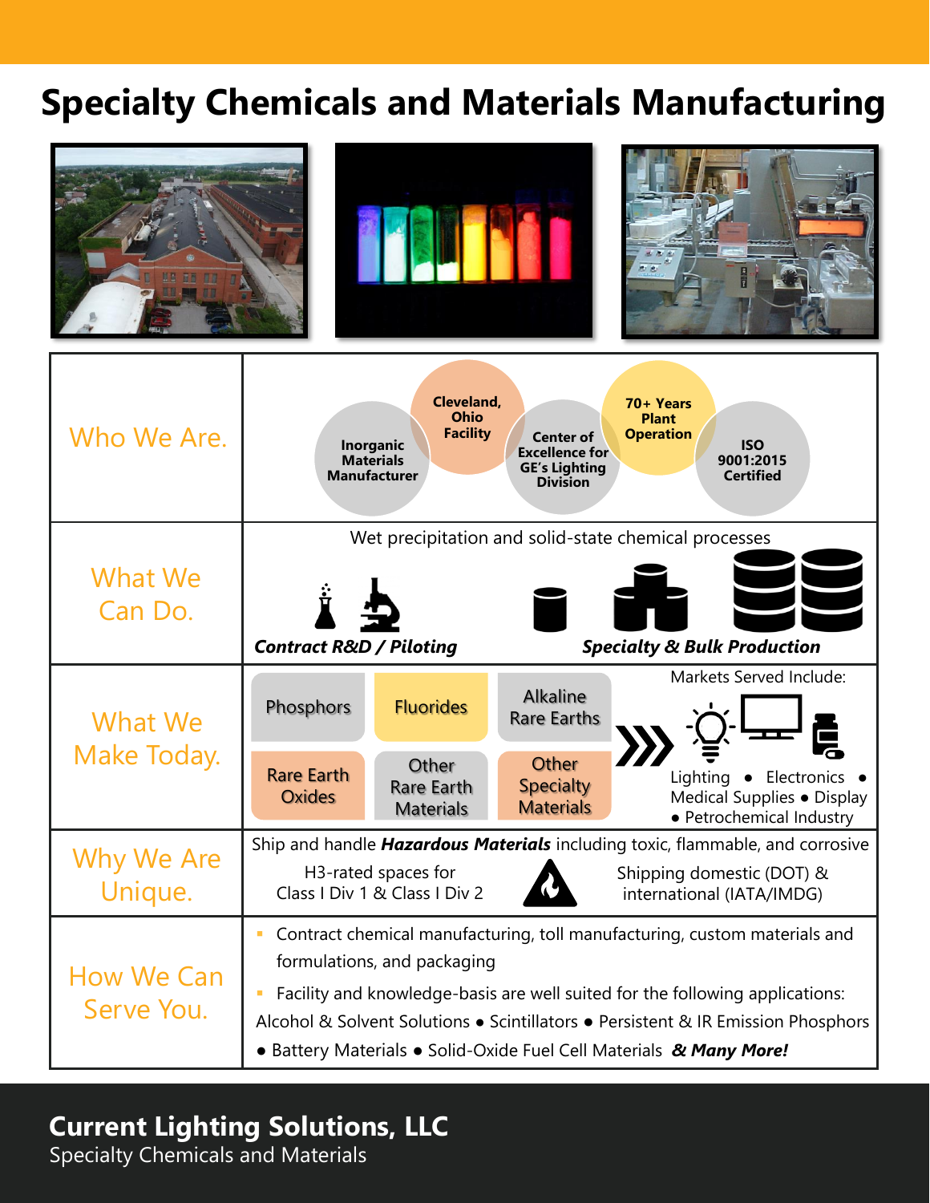# Specialty Chemicals and Materials Manufacturing

## Who We Are.

- Inorganic Materials Manufacturer
- Cleveland, Ohio Facility
- Center of Excellence for GE's Lighting Division
- 70+ Years Plant Operation
- ISO 9001:2015 Certified

## What We Can Do.

Wet precipitation and solid-state chemical processes

***Contract R&D / Piloting***

***Specialty & Bulk Production***

## What We Make Today.

- Phosphors
- Fluorides
- Alkaline Rare Earths
- Rare Earth Oxides
- Other Rare Earth Materials
- Other Specialty Materials

Markets Served Include:

Lighting • Electronics • Medical Supplies • Display • Petrochemical Industry

## Why We Are Unique.

Ship and handle ***Hazardous Materials*** including toxic, flammable, and corrosive

H3-rated spaces for Class I Div 1 & Class I Div 2

Shipping domestic (DOT) & international (IATA/IMDG)

## How We Can Serve You.

- Contract chemical manufacturing, toll manufacturing, custom materials and formulations, and packaging
- Facility and knowledge-basis are well suited for the following applications:

Alcohol & Solvent Solutions • Scintillators • Persistent & IR Emission Phosphors • Battery Materials • Solid-Oxide Fuel Cell Materials ***& Many More!***

**Current Lighting Solutions, LLC**
Specialty Chemicals and Materials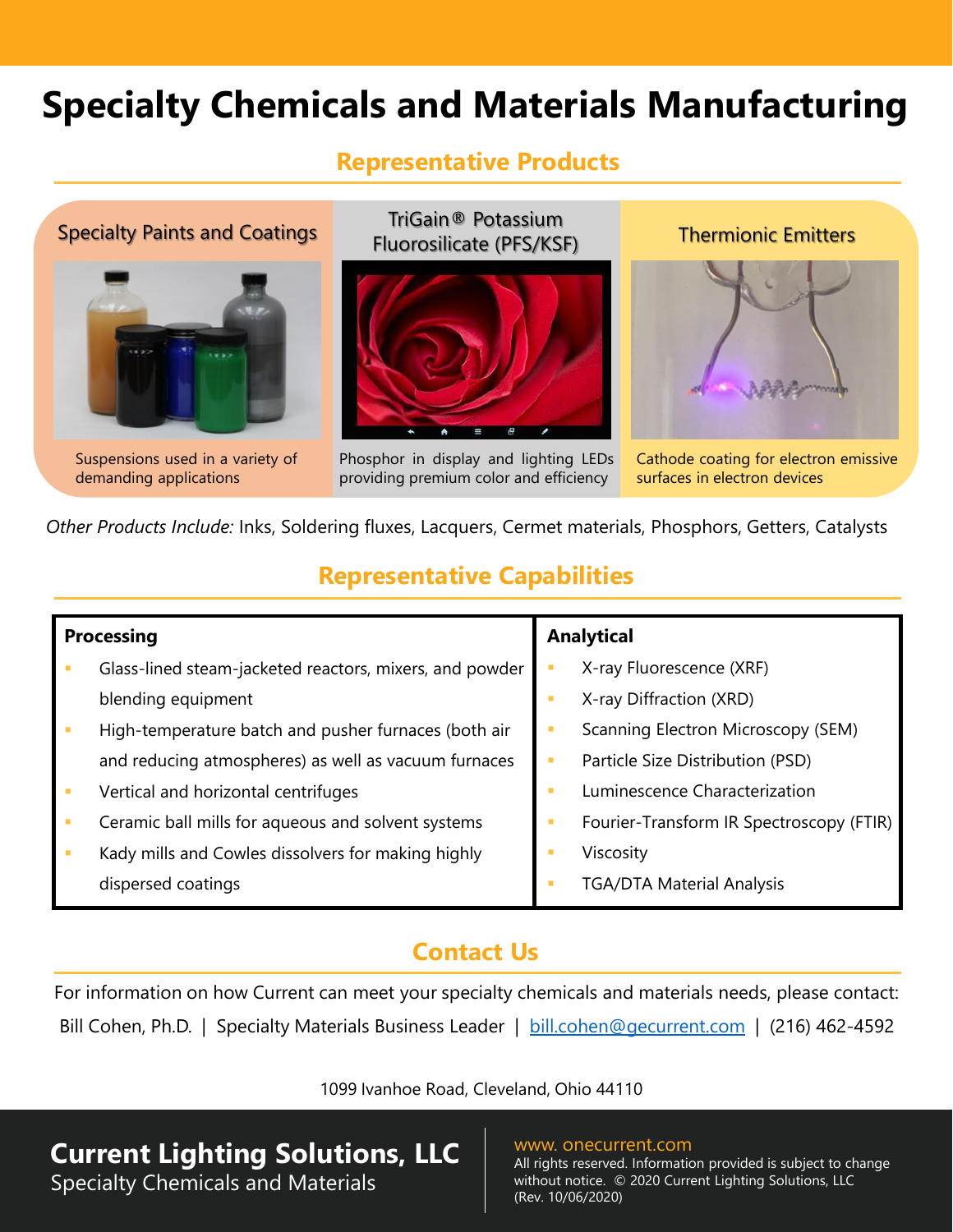# Specialty Chemicals and Materials Manufacturing

## Representative Products

### Specialty Paints and Coatings

Suspensions used in a variety of demanding applications

### TriGain® Potassium Fluorosilicate (PFS/KSF)

Phosphor in display and lighting LEDs providing premium color and efficiency

### Thermionic Emitters

Cathode coating for electron emissive surfaces in electron devices

*Other Products Include:* Inks, Soldering fluxes, Lacquers, Cermet materials, Phosphors, Getters, Catalysts

## Representative Capabilities

**Processing**

- Glass-lined steam-jacketed reactors, mixers, and powder blending equipment
- High-temperature batch and pusher furnaces (both air and reducing atmospheres) as well as vacuum furnaces
- Vertical and horizontal centrifuges
- Ceramic ball mills for aqueous and solvent systems
- Kady mills and Cowles dissolvers for making highly dispersed coatings

**Analytical**

- X-ray Fluorescence (XRF)
- X-ray Diffraction (XRD)
- Scanning Electron Microscopy (SEM)
- Particle Size Distribution (PSD)
- Luminescence Characterization
- Fourier-Transform IR Spectroscopy (FTIR)
- Viscosity
- TGA/DTA Material Analysis

## Contact Us

For information on how Current can meet your specialty chemicals and materials needs, please contact:

Bill Cohen, Ph.D. | Specialty Materials Business Leader | bill.cohen@gecurrent.com | (216) 462-4592

1099 Ivanhoe Road, Cleveland, Ohio 44110

**Current Lighting Solutions, LLC**
Specialty Chemicals and Materials

www. onecurrent.com
All rights reserved. Information provided is subject to change without notice. © 2020 Current Lighting Solutions, LLC (Rev. 10/06/2020)